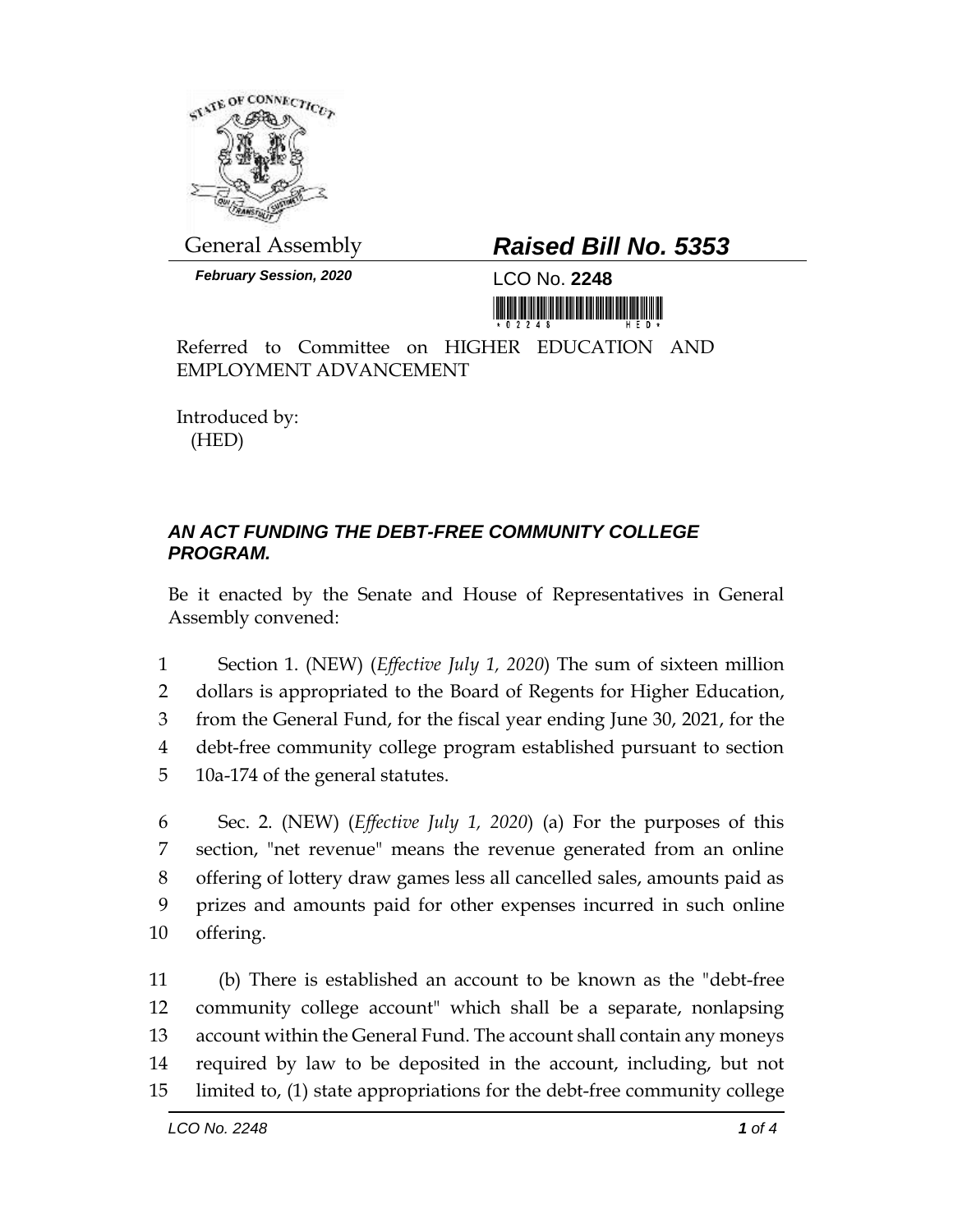General Assembly

**_Raised Bill No. 5353_**

***February Session, 2020***

LCO No. **2248**

Referred to Committee on HIGHER EDUCATION AND EMPLOYMENT ADVANCEMENT

Introduced by:
(HED)

***AN ACT FUNDING THE DEBT-FREE COMMUNITY COLLEGE PROGRAM.***

Be it enacted by the Senate and House of Representatives in General Assembly convened:

1 Section 1. (NEW) (*Effective July 1, 2020*) The sum of sixteen million
2 dollars is appropriated to the Board of Regents for Higher Education,
3 from the General Fund, for the fiscal year ending June 30, 2021, for the
4 debt-free community college program established pursuant to section
5 10a-174 of the general statutes.

6 Sec. 2. (NEW) (*Effective July 1, 2020*) (a) For the purposes of this
7 section, "net revenue" means the revenue generated from an online
8 offering of lottery draw games less all cancelled sales, amounts paid as
9 prizes and amounts paid for other expenses incurred in such online
10 offering.

11 (b) There is established an account to be known as the "debt-free
12 community college account" which shall be a separate, nonlapsing
13 account within the General Fund. The account shall contain any moneys
14 required by law to be deposited in the account, including, but not
15 limited to, (1) state appropriations for the debt-free community college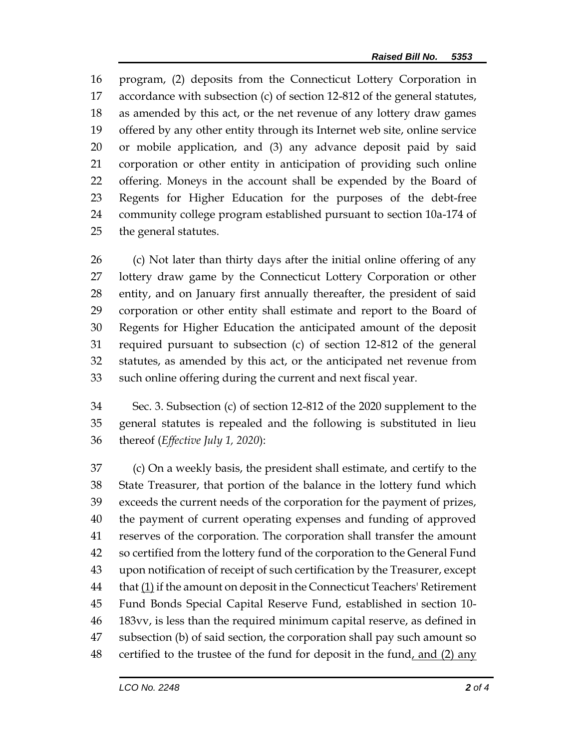program, (2) deposits from the Connecticut Lottery Corporation in accordance with subsection (c) of section 12-812 of the general statutes, as amended by this act, or the net revenue of any lottery draw games offered by any other entity through its Internet web site, online service or mobile application, and (3) any advance deposit paid by said corporation or other entity in anticipation of providing such online offering. Moneys in the account shall be expended by the Board of Regents for Higher Education for the purposes of the debt-free community college program established pursuant to section 10a-174 of the general statutes.

(c) Not later than thirty days after the initial online offering of any lottery draw game by the Connecticut Lottery Corporation or other entity, and on January first annually thereafter, the president of said corporation or other entity shall estimate and report to the Board of Regents for Higher Education the anticipated amount of the deposit required pursuant to subsection (c) of section 12-812 of the general statutes, as amended by this act, or the anticipated net revenue from such online offering during the current and next fiscal year.

Sec. 3. Subsection (c) of section 12-812 of the 2020 supplement to the general statutes is repealed and the following is substituted in lieu thereof (*Effective July 1, 2020*):

(c) On a weekly basis, the president shall estimate, and certify to the State Treasurer, that portion of the balance in the lottery fund which exceeds the current needs of the corporation for the payment of prizes, the payment of current operating expenses and funding of approved reserves of the corporation. The corporation shall transfer the amount so certified from the lottery fund of the corporation to the General Fund upon notification of receipt of such certification by the Treasurer, except that <u>(1)</u> if the amount on deposit in the Connecticut Teachers' Retirement Fund Bonds Special Capital Reserve Fund, established in section 10-183vv, is less than the required minimum capital reserve, as defined in subsection (b) of said section, the corporation shall pay such amount so certified to the trustee of the fund for deposit in the fund<u>, and (2) any</u>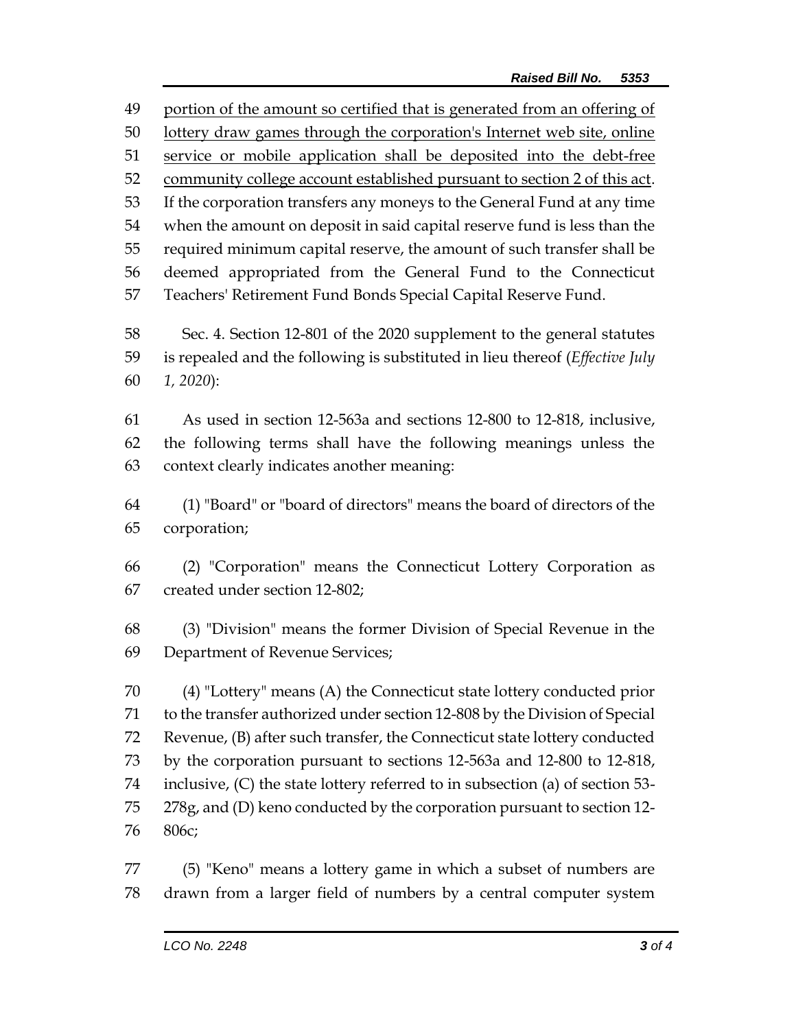portion of the amount so certified that is generated from an offering of lottery draw games through the corporation's Internet web site, online service or mobile application shall be deposited into the debt-free community college account established pursuant to section 2 of this act. If the corporation transfers any moneys to the General Fund at any time when the amount on deposit in said capital reserve fund is less than the required minimum capital reserve, the amount of such transfer shall be deemed appropriated from the General Fund to the Connecticut Teachers' Retirement Fund Bonds Special Capital Reserve Fund.

Sec. 4. Section 12-801 of the 2020 supplement to the general statutes is repealed and the following is substituted in lieu thereof (*Effective July 1, 2020*):

As used in section 12-563a and sections 12-800 to 12-818, inclusive, the following terms shall have the following meanings unless the context clearly indicates another meaning:

(1) "Board" or "board of directors" means the board of directors of the corporation;

(2) "Corporation" means the Connecticut Lottery Corporation as created under section 12-802;

(3) "Division" means the former Division of Special Revenue in the Department of Revenue Services;

(4) "Lottery" means (A) the Connecticut state lottery conducted prior to the transfer authorized under section 12-808 by the Division of Special Revenue, (B) after such transfer, the Connecticut state lottery conducted by the corporation pursuant to sections 12-563a and 12-800 to 12-818, inclusive, (C) the state lottery referred to in subsection (a) of section 53-278g, and (D) keno conducted by the corporation pursuant to section 12-806c;

(5) "Keno" means a lottery game in which a subset of numbers are drawn from a larger field of numbers by a central computer system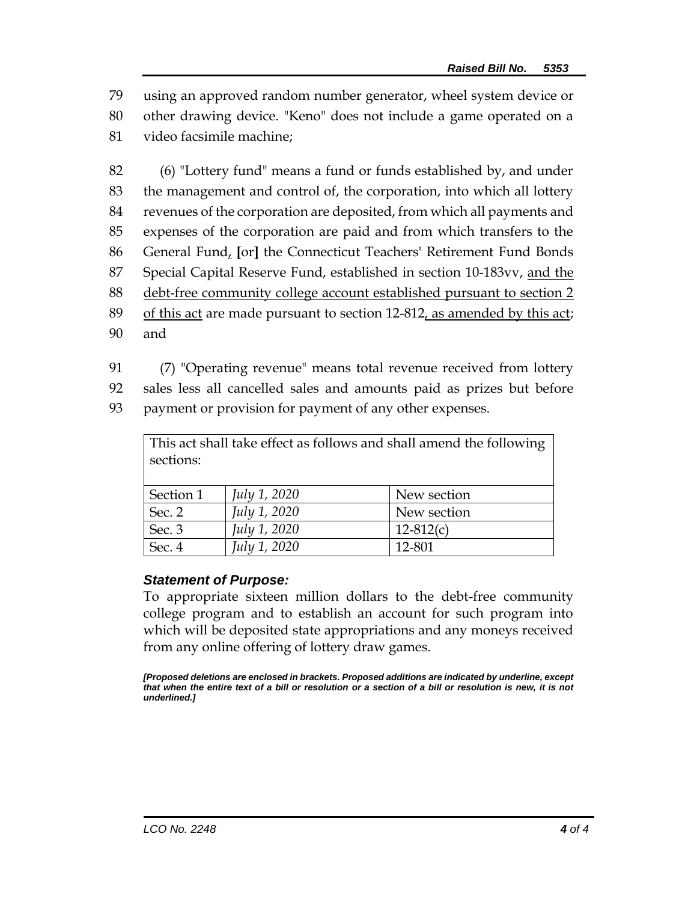79 using an approved random number generator, wheel system device or
80 other drawing device. "Keno" does not include a game operated on a
81 video facsimile machine;

82 (6) "Lottery fund" means a fund or funds established by, and under
83 the management and control of, the corporation, into which all lottery
84 revenues of the corporation are deposited, from which all payments and
85 expenses of the corporation are paid and from which transfers to the
86 General Fund, [or] the Connecticut Teachers' Retirement Fund Bonds
87 Special Capital Reserve Fund, established in section 10-183vv, and the
88 debt-free community college account established pursuant to section 2
89 of this act are made pursuant to section 12-812, as amended by this act;
90 and

91 (7) "Operating revenue" means total revenue received from lottery
92 sales less all cancelled sales and amounts paid as prizes but before
93 payment or provision for payment of any other expenses.

| This act shall take effect as follows and shall amend the following sections: | | |
|---|---|---|
| Section 1 | *July 1, 2020* | New section |
| Sec. 2 | *July 1, 2020* | New section |
| Sec. 3 | *July 1, 2020* | 12-812(c) |
| Sec. 4 | *July 1, 2020* | 12-801 |

### *Statement of Purpose:*

To appropriate sixteen million dollars to the debt-free community college program and to establish an account for such program into which will be deposited state appropriations and any moneys received from any online offering of lottery draw games.

***[Proposed deletions are enclosed in brackets. Proposed additions are indicated by underline, except that when the entire text of a bill or resolution or a section of a bill or resolution is new, it is not underlined.]***